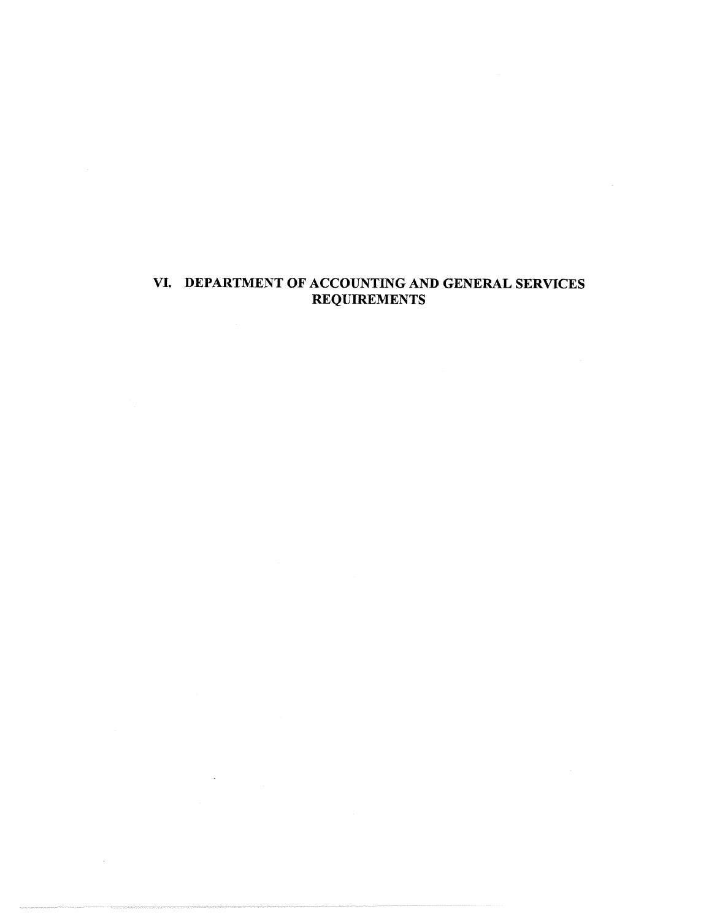# VI. DEPARTMENT OF ACCOUNTING AND GENERAL SERVICES REQUIREMENTS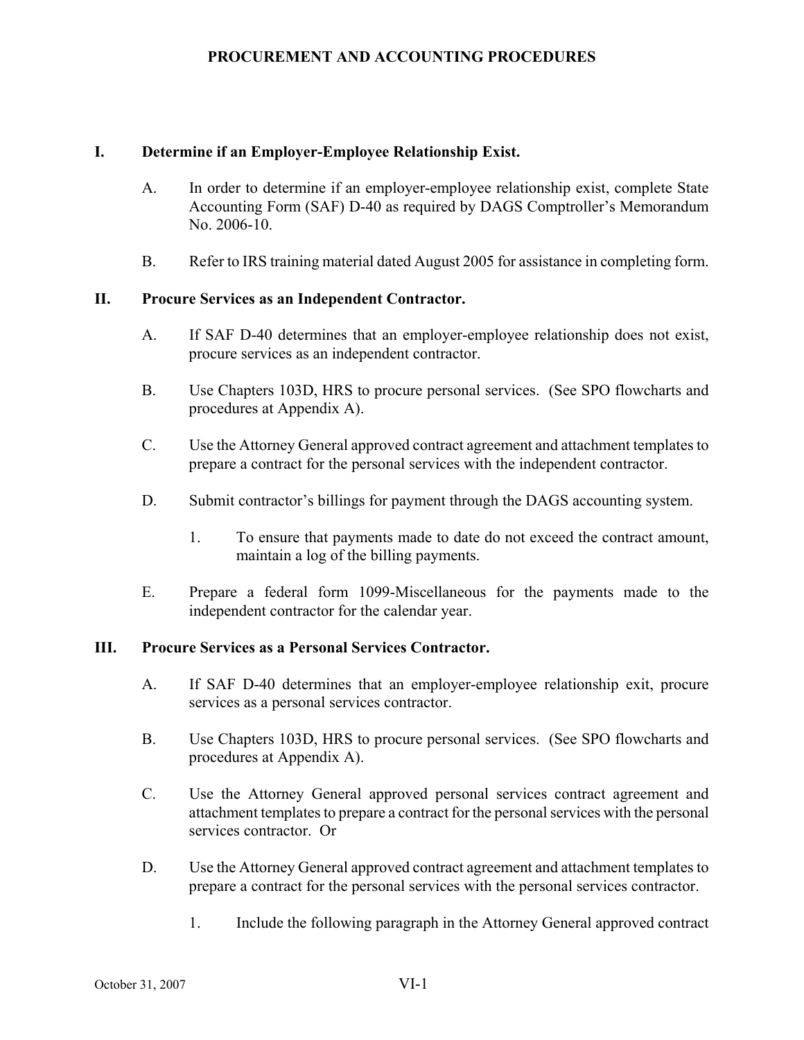# PROCUREMENT AND ACCOUNTING PROCEDURES

## I. Determine if an Employer-Employee Relationship Exist.

A. In order to determine if an employer-employee relationship exist, complete State Accounting Form (SAF) D-40 as required by DAGS Comptroller's Memorandum No. 2006-10.

B. Refer to IRS training material dated August 2005 for assistance in completing form.

## II. Procure Services as an Independent Contractor.

A. If SAF D-40 determines that an employer-employee relationship does not exist, procure services as an independent contractor.

B. Use Chapters 103D, HRS to procure personal services. (See SPO flowcharts and procedures at Appendix A).

C. Use the Attorney General approved contract agreement and attachment templates to prepare a contract for the personal services with the independent contractor.

D. Submit contractor's billings for payment through the DAGS accounting system.

   1. To ensure that payments made to date do not exceed the contract amount, maintain a log of the billing payments.

E. Prepare a federal form 1099-Miscellaneous for the payments made to the independent contractor for the calendar year.

## III. Procure Services as a Personal Services Contractor.

A. If SAF D-40 determines that an employer-employee relationship exit, procure services as a personal services contractor.

B. Use Chapters 103D, HRS to procure personal services. (See SPO flowcharts and procedures at Appendix A).

C. Use the Attorney General approved personal services contract agreement and attachment templates to prepare a contract for the personal services with the personal services contractor. Or

D. Use the Attorney General approved contract agreement and attachment templates to prepare a contract for the personal services with the personal services contractor.

   1. Include the following paragraph in the Attorney General approved contract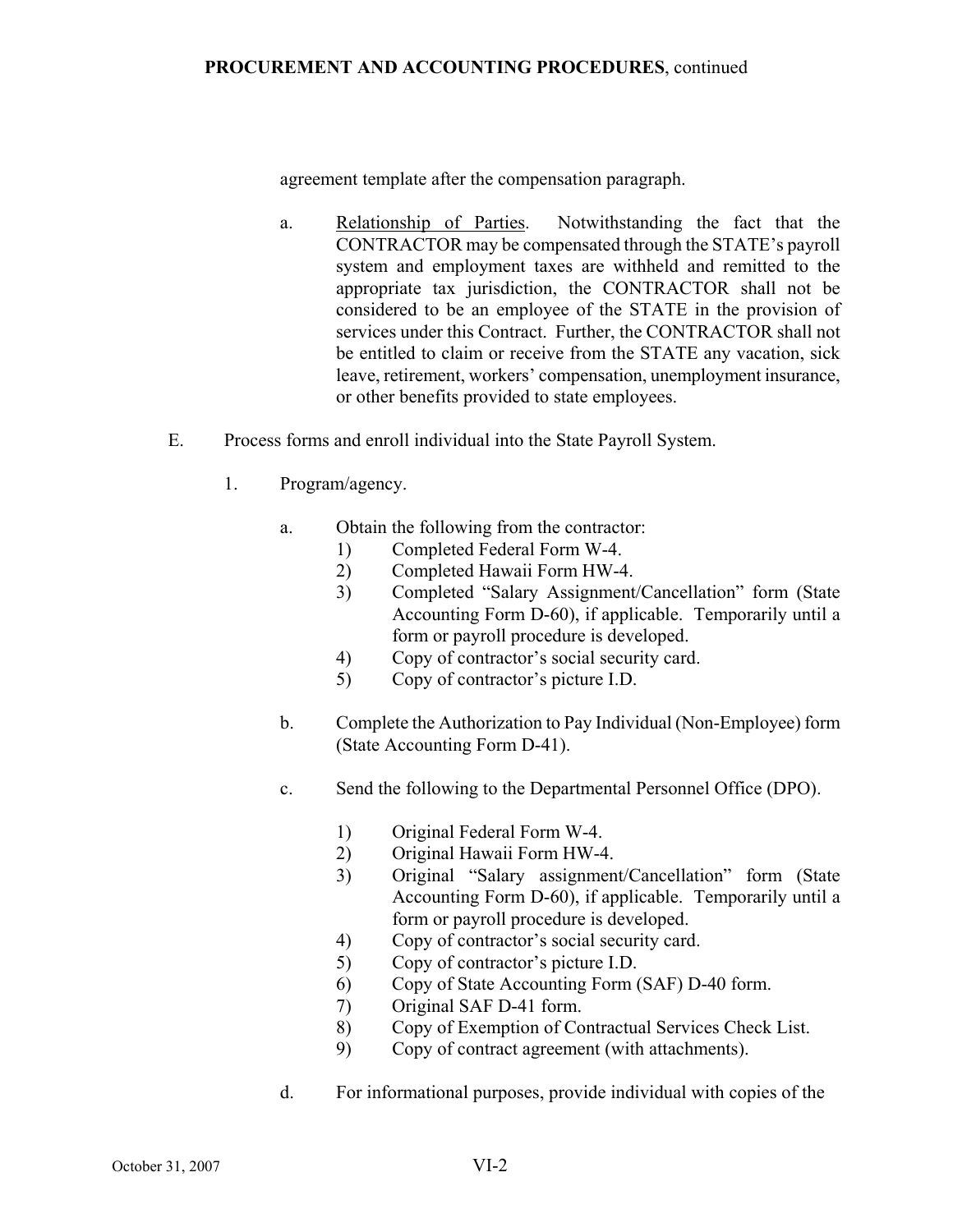agreement template after the compensation paragraph.

a. Relationship of Parties. Notwithstanding the fact that the CONTRACTOR may be compensated through the STATE's payroll system and employment taxes are withheld and remitted to the appropriate tax jurisdiction, the CONTRACTOR shall not be considered to be an employee of the STATE in the provision of services under this Contract. Further, the CONTRACTOR shall not be entitled to claim or receive from the STATE any vacation, sick leave, retirement, workers' compensation, unemployment insurance, or other benefits provided to state employees.

E. Process forms and enroll individual into the State Payroll System.

1. Program/agency.

a. Obtain the following from the contractor:
   1) Completed Federal Form W-4.
   2) Completed Hawaii Form HW-4.
   3) Completed "Salary Assignment/Cancellation" form (State Accounting Form D-60), if applicable. Temporarily until a form or payroll procedure is developed.
   4) Copy of contractor's social security card.
   5) Copy of contractor's picture I.D.

b. Complete the Authorization to Pay Individual (Non-Employee) form (State Accounting Form D-41).

c. Send the following to the Departmental Personnel Office (DPO).

   1) Original Federal Form W-4.
   2) Original Hawaii Form HW-4.
   3) Original "Salary assignment/Cancellation" form (State Accounting Form D-60), if applicable. Temporarily until a form or payroll procedure is developed.
   4) Copy of contractor's social security card.
   5) Copy of contractor's picture I.D.
   6) Copy of State Accounting Form (SAF) D-40 form.
   7) Original SAF D-41 form.
   8) Copy of Exemption of Contractual Services Check List.
   9) Copy of contract agreement (with attachments).

d. For informational purposes, provide individual with copies of the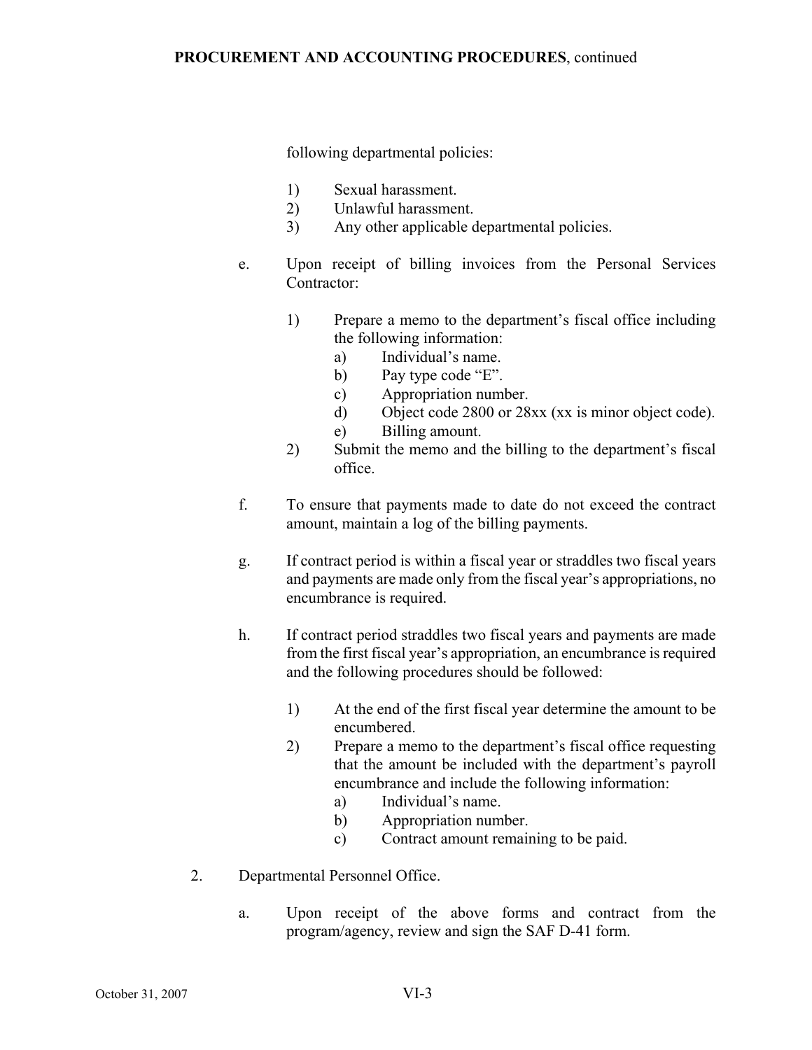following departmental policies:

1) Sexual harassment.
2) Unlawful harassment.
3) Any other applicable departmental policies.

e. Upon receipt of billing invoices from the Personal Services Contractor:

   1) Prepare a memo to the department's fiscal office including the following information:
      a) Individual's name.
      b) Pay type code "E".
      c) Appropriation number.
      d) Object code 2800 or 28xx (xx is minor object code).
      e) Billing amount.
   2) Submit the memo and the billing to the department's fiscal office.

f. To ensure that payments made to date do not exceed the contract amount, maintain a log of the billing payments.

g. If contract period is within a fiscal year or straddles two fiscal years and payments are made only from the fiscal year's appropriations, no encumbrance is required.

h. If contract period straddles two fiscal years and payments are made from the first fiscal year's appropriation, an encumbrance is required and the following procedures should be followed:

   1) At the end of the first fiscal year determine the amount to be encumbered.
   2) Prepare a memo to the department's fiscal office requesting that the amount be included with the department's payroll encumbrance and include the following information:
      a) Individual's name.
      b) Appropriation number.
      c) Contract amount remaining to be paid.

2. Departmental Personnel Office.

   a. Upon receipt of the above forms and contract from the program/agency, review and sign the SAF D-41 form.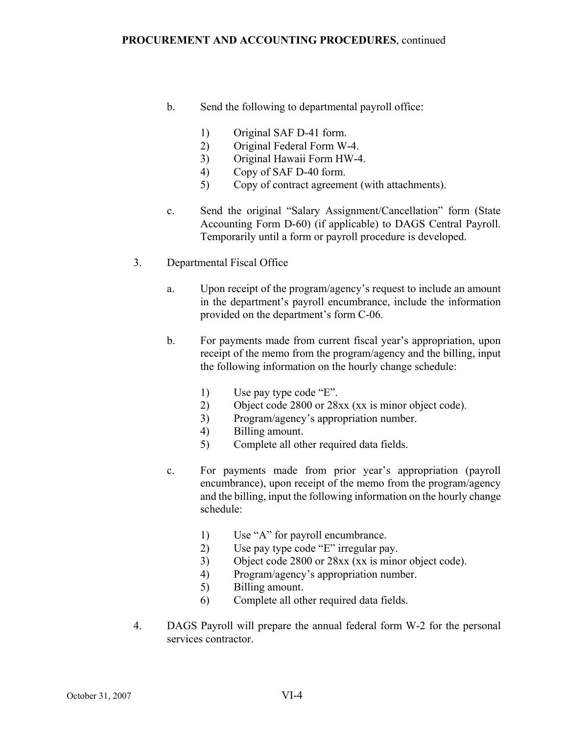b. Send the following to departmental payroll office:

   1) Original SAF D-41 form.
   2) Original Federal Form W-4.
   3) Original Hawaii Form HW-4.
   4) Copy of SAF D-40 form.
   5) Copy of contract agreement (with attachments).

c. Send the original "Salary Assignment/Cancellation" form (State Accounting Form D-60) (if applicable) to DAGS Central Payroll. Temporarily until a form or payroll procedure is developed.

3. Departmental Fiscal Office

   a. Upon receipt of the program/agency's request to include an amount in the department's payroll encumbrance, include the information provided on the department's form C-06.

   b. For payments made from current fiscal year's appropriation, upon receipt of the memo from the program/agency and the billing, input the following information on the hourly change schedule:

      1) Use pay type code "E".
      2) Object code 2800 or 28xx (xx is minor object code).
      3) Program/agency's appropriation number.
      4) Billing amount.
      5) Complete all other required data fields.

   c. For payments made from prior year's appropriation (payroll encumbrance), upon receipt of the memo from the program/agency and the billing, input the following information on the hourly change schedule:

      1) Use "A" for payroll encumbrance.
      2) Use pay type code "E" irregular pay.
      3) Object code 2800 or 28xx (xx is minor object code).
      4) Program/agency's appropriation number.
      5) Billing amount.
      6) Complete all other required data fields.

4. DAGS Payroll will prepare the annual federal form W-2 for the personal services contractor.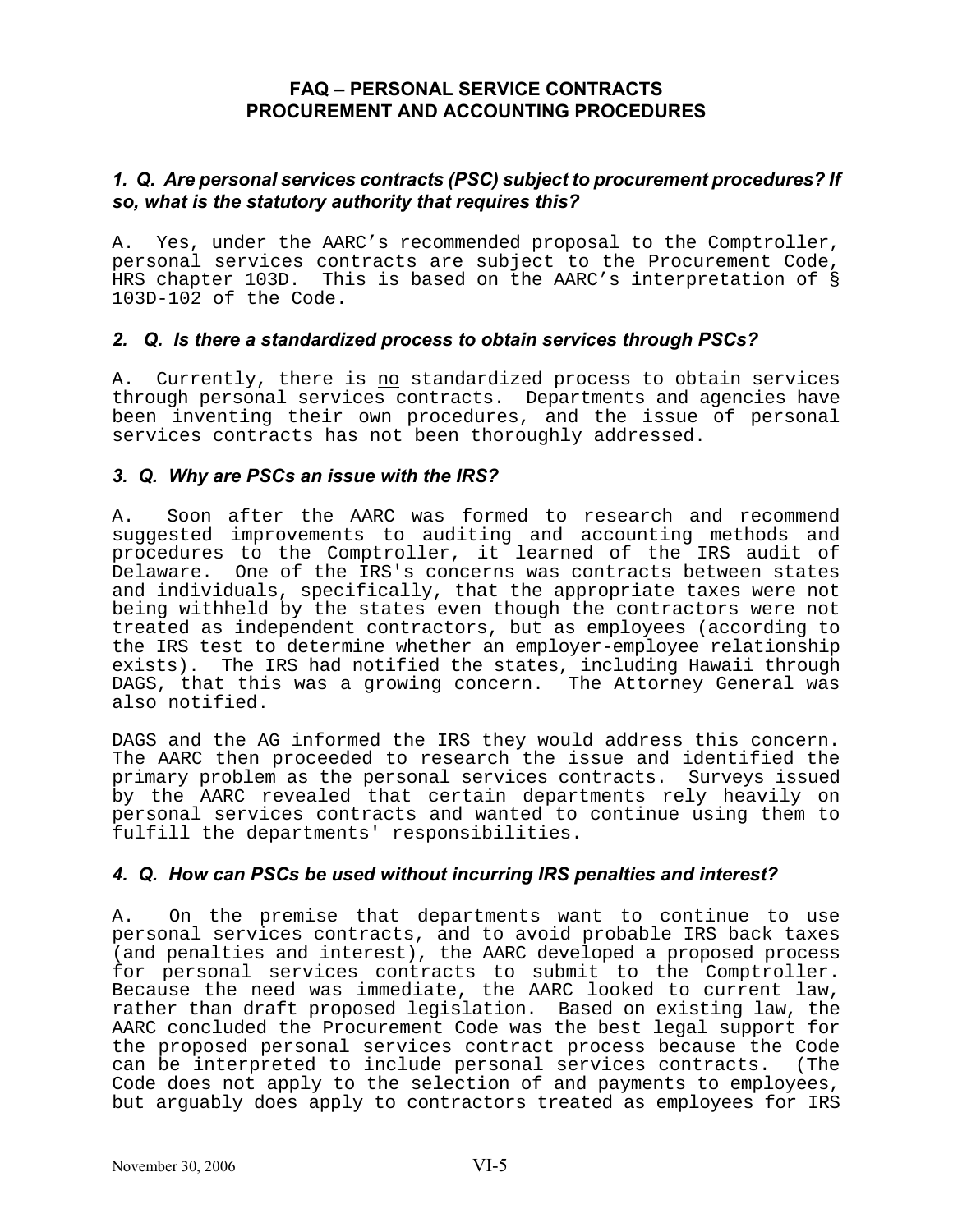## FAQ – PERSONAL SERVICE CONTRACTS PROCUREMENT AND ACCOUNTING PROCEDURES

### *1. Q. Are personal services contracts (PSC) subject to procurement procedures? If so, what is the statutory authority that requires this?*

A. Yes, under the AARC's recommended proposal to the Comptroller, personal services contracts are subject to the Procurement Code, HRS chapter 103D. This is based on the AARC's interpretation of § 103D-102 of the Code.

### *2. Q. Is there a standardized process to obtain services through PSCs?*

A. Currently, there is <u>no</u> standardized process to obtain services through personal services contracts. Departments and agencies have been inventing their own procedures, and the issue of personal services contracts has not been thoroughly addressed.

### *3. Q. Why are PSCs an issue with the IRS?*

A. Soon after the AARC was formed to research and recommend suggested improvements to auditing and accounting methods and procedures to the Comptroller, it learned of the IRS audit of Delaware. One of the IRS's concerns was contracts between states and individuals, specifically, that the appropriate taxes were not being withheld by the states even though the contractors were not treated as independent contractors, but as employees (according to the IRS test to determine whether an employer-employee relationship exists). The IRS had notified the states, including Hawaii through DAGS, that this was a growing concern. The Attorney General was also notified.

DAGS and the AG informed the IRS they would address this concern. The AARC then proceeded to research the issue and identified the primary problem as the personal services contracts. Surveys issued by the AARC revealed that certain departments rely heavily on personal services contracts and wanted to continue using them to fulfill the departments' responsibilities.

### *4. Q. How can PSCs be used without incurring IRS penalties and interest?*

A. On the premise that departments want to continue to use personal services contracts, and to avoid probable IRS back taxes (and penalties and interest), the AARC developed a proposed process for personal services contracts to submit to the Comptroller. Because the need was immediate, the AARC looked to current law, rather than draft proposed legislation. Based on existing law, the AARC concluded the Procurement Code was the best legal support for the proposed personal services contract process because the Code can be interpreted to include personal services contracts. (The Code does not apply to the selection of and payments to employees, but arguably does apply to contractors treated as employees for IRS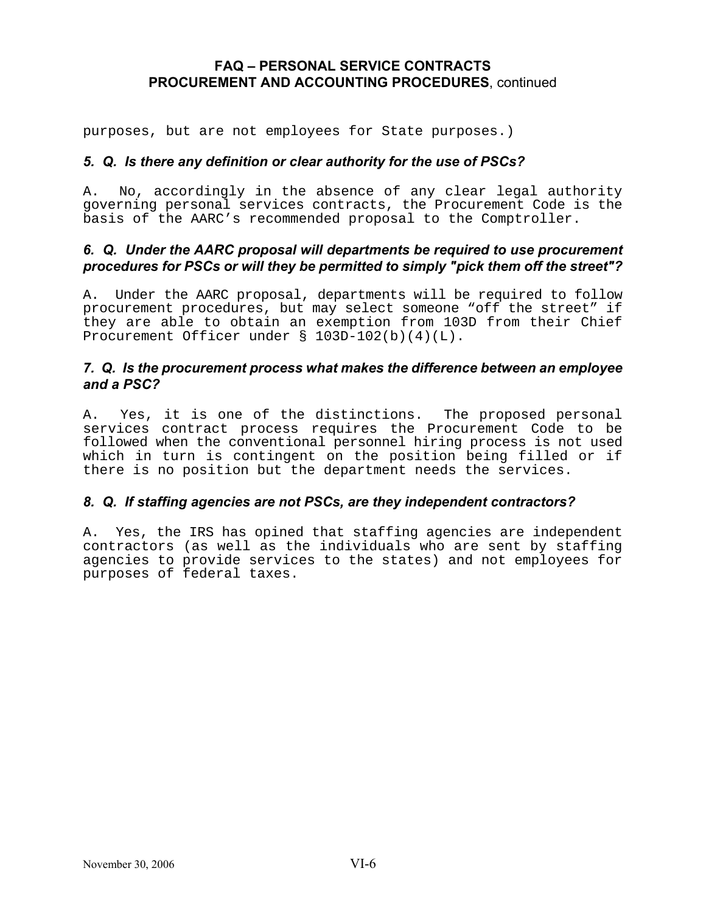purposes, but are not employees for State purposes.)

***5. Q. Is there any definition or clear authority for the use of PSCs?***

A. No, accordingly in the absence of any clear legal authority governing personal services contracts, the Procurement Code is the basis of the AARC's recommended proposal to the Comptroller.

***6. Q. Under the AARC proposal will departments be required to use procurement procedures for PSCs or will they be permitted to simply "pick them off the street"?***

A. Under the AARC proposal, departments will be required to follow procurement procedures, but may select someone "off the street" if they are able to obtain an exemption from 103D from their Chief Procurement Officer under § 103D-102(b)(4)(L).

***7. Q. Is the procurement process what makes the difference between an employee and a PSC?***

A. Yes, it is one of the distinctions. The proposed personal services contract process requires the Procurement Code to be followed when the conventional personnel hiring process is not used which in turn is contingent on the position being filled or if there is no position but the department needs the services.

***8. Q. If staffing agencies are not PSCs, are they independent contractors?***

A. Yes, the IRS has opined that staffing agencies are independent contractors (as well as the individuals who are sent by staffing agencies to provide services to the states) and not employees for purposes of federal taxes.